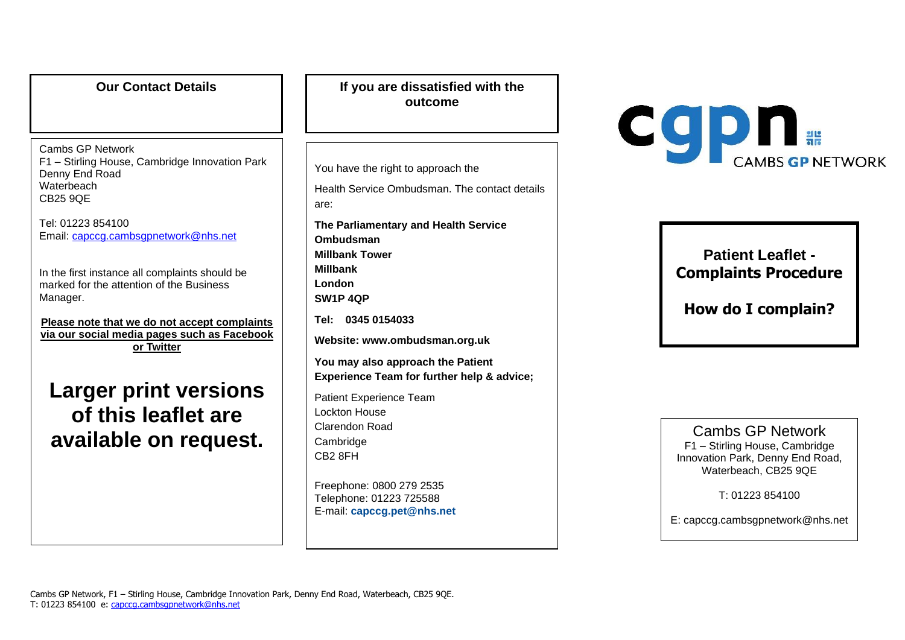## Our Contact Details

Cambs GP Network
F1 – Stirling House, Cambridge Innovation Park
Denny End Road
Waterbeach
CB25 9QE

Tel: 01223 854100
Email: capccg.cambsgpnetwork@nhs.net

In the first instance all complaints should be marked for the attention of the Business Manager.

**Please note that we do not accept complaints via our social media pages such as Facebook or Twitter**

# Larger print versions of this leaflet are available on request.

## If you are dissatisfied with the outcome

You have the right to approach the

Health Service Ombudsman. The contact details are:

**The Parliamentary and Health Service Ombudsman**
**Millbank Tower**
**Millbank**
**London**
**SW1P 4QP**

**Tel: 0345 0154033**

**Website: www.ombudsman.org.uk**

**You may also approach the Patient Experience Team for further help & advice;**

Patient Experience Team
Lockton House
Clarendon Road
Cambridge
CB2 8FH

Freephone: 0800 279 2535
Telephone: 01223 725588
E-mail: **capccg.pet@nhs.net**

cgpn CAMBS GP NETWORK

# Patient Leaflet - Complaints Procedure

## How do I complain?

Cambs GP Network
F1 – Stirling House, Cambridge Innovation Park, Denny End Road, Waterbeach, CB25 9QE

T: 01223 854100

E: capccg.cambsgpnetwork@nhs.net

Cambs GP Network, F1 – Stirling House, Cambridge Innovation Park, Denny End Road, Waterbeach, CB25 9QE.
T: 01223 854100 e: capccg.cambsgpnetwork@nhs.net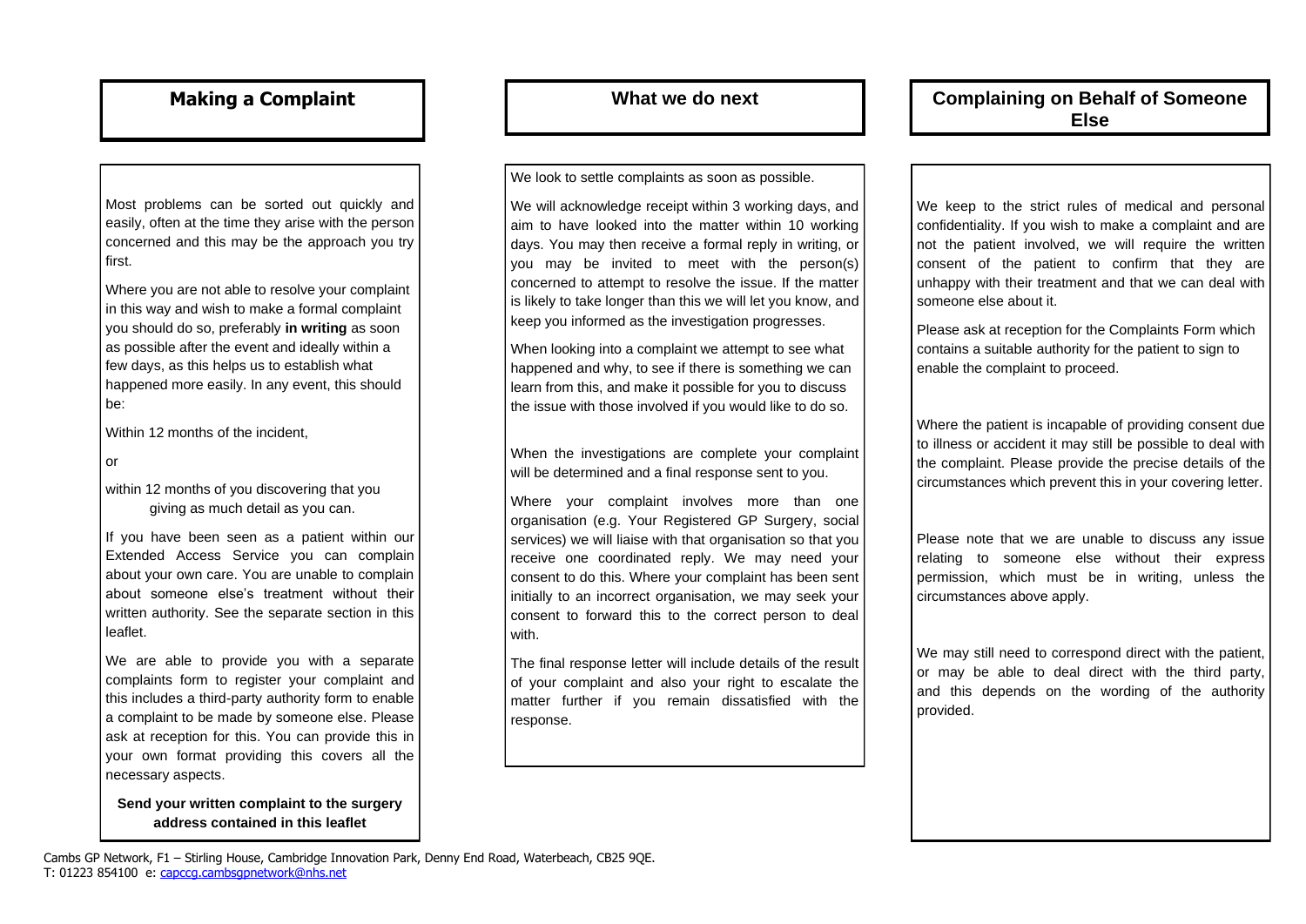## Making a Complaint

Most problems can be sorted out quickly and easily, often at the time they arise with the person concerned and this may be the approach you try first.

Where you are not able to resolve your complaint in this way and wish to make a formal complaint you should do so, preferably **in writing** as soon as possible after the event and ideally within a few days, as this helps us to establish what happened more easily. In any event, this should be:

Within 12 months of the incident,

or

within 12 months of you discovering that you giving as much detail as you can.

If you have been seen as a patient within our Extended Access Service you can complain about your own care. You are unable to complain about someone else's treatment without their written authority. See the separate section in this leaflet.

We are able to provide you with a separate complaints form to register your complaint and this includes a third-party authority form to enable a complaint to be made by someone else. Please ask at reception for this. You can provide this in your own format providing this covers all the necessary aspects.

**Send your written complaint to the surgery address contained in this leaflet**

## What we do next

We look to settle complaints as soon as possible.

We will acknowledge receipt within 3 working days, and aim to have looked into the matter within 10 working days. You may then receive a formal reply in writing, or you may be invited to meet with the person(s) concerned to attempt to resolve the issue. If the matter is likely to take longer than this we will let you know, and keep you informed as the investigation progresses.

When looking into a complaint we attempt to see what happened and why, to see if there is something we can learn from this, and make it possible for you to discuss the issue with those involved if you would like to do so.

When the investigations are complete your complaint will be determined and a final response sent to you.

Where your complaint involves more than one organisation (e.g. Your Registered GP Surgery, social services) we will liaise with that organisation so that you receive one coordinated reply. We may need your consent to do this. Where your complaint has been sent initially to an incorrect organisation, we may seek your consent to forward this to the correct person to deal with.

The final response letter will include details of the result of your complaint and also your right to escalate the matter further if you remain dissatisfied with the response.

## Complaining on Behalf of Someone Else

We keep to the strict rules of medical and personal confidentiality. If you wish to make a complaint and are not the patient involved, we will require the written consent of the patient to confirm that they are unhappy with their treatment and that we can deal with someone else about it.

Please ask at reception for the Complaints Form which contains a suitable authority for the patient to sign to enable the complaint to proceed.

Where the patient is incapable of providing consent due to illness or accident it may still be possible to deal with the complaint. Please provide the precise details of the circumstances which prevent this in your covering letter.

Please note that we are unable to discuss any issue relating to someone else without their express permission, which must be in writing, unless the circumstances above apply.

We may still need to correspond direct with the patient, or may be able to deal direct with the third party, and this depends on the wording of the authority provided.

Cambs GP Network, F1 – Stirling House, Cambridge Innovation Park, Denny End Road, Waterbeach, CB25 9QE.
T: 01223 854100 e: capccg.cambsgpnetwork@nhs.net